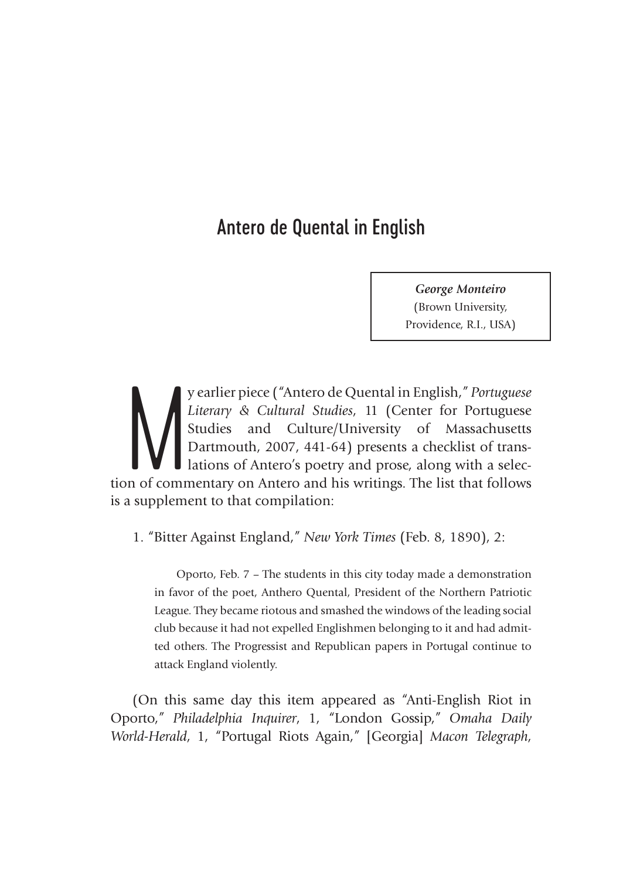# Antero de Quental in English

***George Monteiro***
(Brown University, Providence, R.I., USA)

My earlier piece ("Antero de Quental in English," *Portuguese Literary & Cultural Studies*, 11 (Center for Portuguese Studies and Culture/University of Massachusetts Dartmouth, 2007, 441-64) presents a checklist of translations of Antero's poetry and prose, along with a selection of commentary on Antero and his writings. The list that follows is a supplement to that compilation:

1. "Bitter Against England," *New York Times* (Feb. 8, 1890), 2:

> Oporto, Feb. 7 – The students in this city today made a demonstration in favor of the poet, Anthero Quental, President of the Northern Patriotic League. They became riotous and smashed the windows of the leading social club because it had not expelled Englishmen belonging to it and had admitted others. The Progressist and Republican papers in Portugal continue to attack England violently.

(On this same day this item appeared as "Anti-English Riot in Oporto," *Philadelphia Inquirer*, 1, "London Gossip," *Omaha Daily World-Herald*, 1, "Portugal Riots Again," [Georgia] *Macon Telegraph*,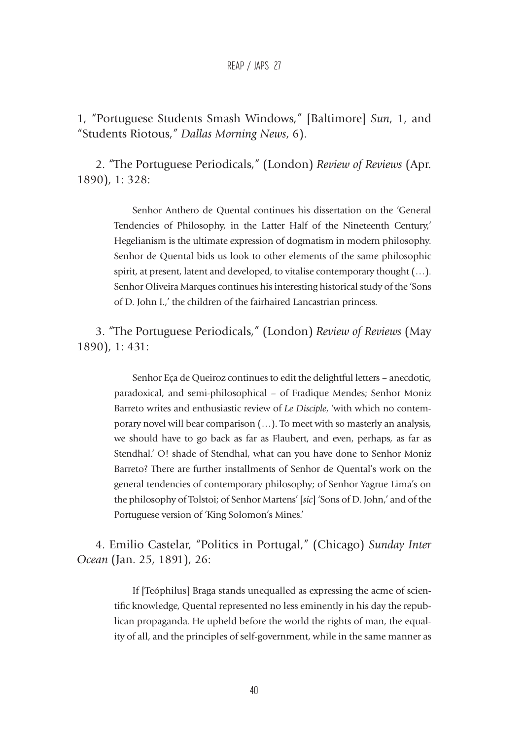1, "Portuguese Students Smash Windows," [Baltimore] *Sun*, 1, and "Students Riotous," *Dallas Morning News*, 6).

2. "The Portuguese Periodicals," (London) *Review of Reviews* (Apr. 1890), 1: 328:

> Senhor Anthero de Quental continues his dissertation on the 'General Tendencies of Philosophy, in the Latter Half of the Nineteenth Century,' Hegelianism is the ultimate expression of dogmatism in modern philosophy. Senhor de Quental bids us look to other elements of the same philosophic spirit, at present, latent and developed, to vitalise contemporary thought (…). Senhor Oliveira Marques continues his interesting historical study of the 'Sons of D. John I.,' the children of the fairhaired Lancastrian princess.

3. "The Portuguese Periodicals," (London) *Review of Reviews* (May 1890), 1: 431:

> Senhor Eça de Queiroz continues to edit the delightful letters – anecdotic, paradoxical, and semi-philosophical – of Fradique Mendes; Senhor Moniz Barreto writes and enthusiastic review of *Le Disciple*, 'with which no contemporary novel will bear comparison (…). To meet with so masterly an analysis, we should have to go back as far as Flaubert, and even, perhaps, as far as Stendhal.' O! shade of Stendhal, what can you have done to Senhor Moniz Barreto? There are further installments of Senhor de Quental's work on the general tendencies of contemporary philosophy; of Senhor Yagrue Lima's on the philosophy of Tolstoi; of Senhor Martens' [*sic*] 'Sons of D. John,' and of the Portuguese version of 'King Solomon's Mines.'

4. Emilio Castelar, "Politics in Portugal," (Chicago) *Sunday Inter Ocean* (Jan. 25, 1891), 26:

> If [Teóphilus] Braga stands unequalled as expressing the acme of scientific knowledge, Quental represented no less eminently in his day the republican propaganda. He upheld before the world the rights of man, the equality of all, and the principles of self-government, while in the same manner as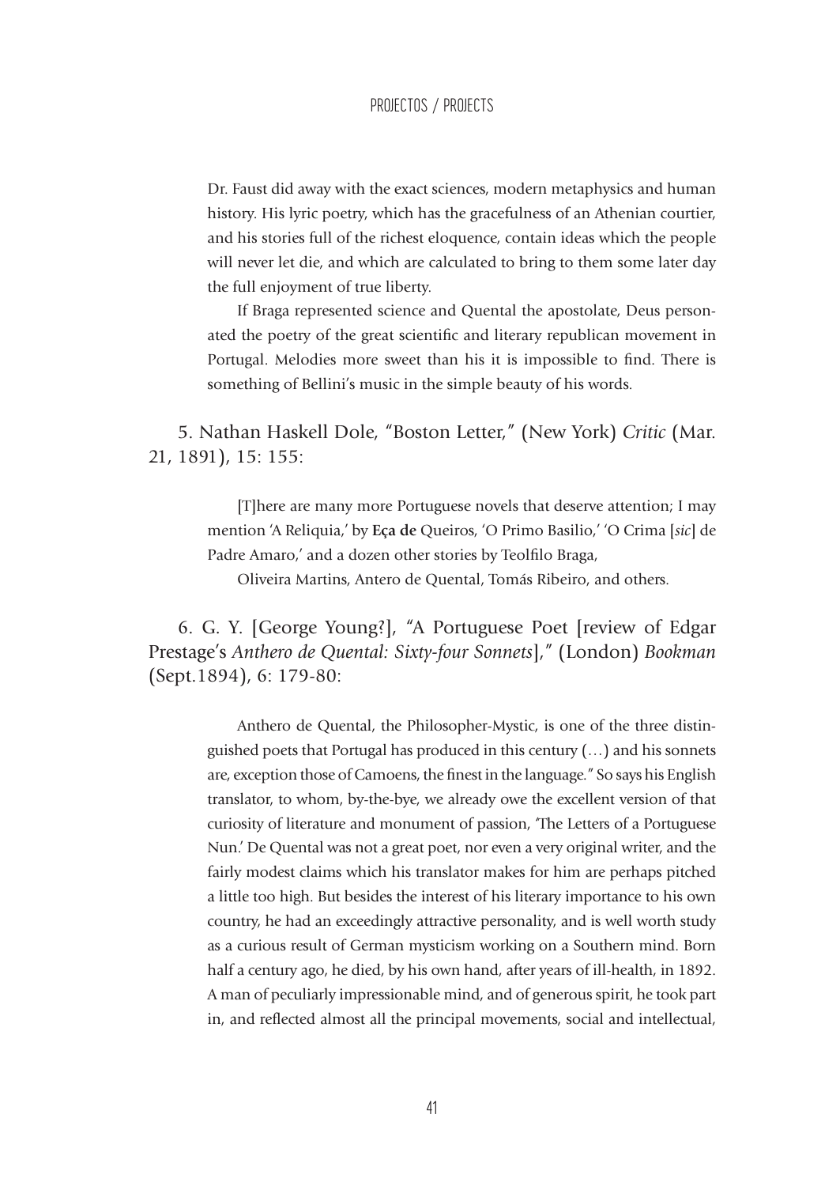Dr. Faust did away with the exact sciences, modern metaphysics and human history. His lyric poetry, which has the gracefulness of an Athenian courtier, and his stories full of the richest eloquence, contain ideas which the people will never let die, and which are calculated to bring to them some later day the full enjoyment of true liberty.

If Braga represented science and Quental the apostolate, Deus personated the poetry of the great scientific and literary republican movement in Portugal. Melodies more sweet than his it is impossible to find. There is something of Bellini's music in the simple beauty of his words.

5. Nathan Haskell Dole, "Boston Letter," (New York) *Critic* (Mar. 21, 1891), 15: 155:

> [T]here are many more Portuguese novels that deserve attention; I may mention 'A Reliquia,' by **Eça de** Queiros, 'O Primo Basilio,' 'O Crima [*sic*] de Padre Amaro,' and a dozen other stories by Teolfilo Braga,
>
> Oliveira Martins, Antero de Quental, Tomás Ribeiro, and others.

6. G. Y. [George Young?], "A Portuguese Poet [review of Edgar Prestage's *Anthero de Quental: Sixty-four Sonnets*]," (London) *Bookman* (Sept.1894), 6: 179-80:

> Anthero de Quental, the Philosopher-Mystic, is one of the three distinguished poets that Portugal has produced in this century (…) and his sonnets are, exception those of Camoens, the finest in the language." So says his English translator, to whom, by-the-bye, we already owe the excellent version of that curiosity of literature and monument of passion, 'The Letters of a Portuguese Nun.' De Quental was not a great poet, nor even a very original writer, and the fairly modest claims which his translator makes for him are perhaps pitched a little too high. But besides the interest of his literary importance to his own country, he had an exceedingly attractive personality, and is well worth study as a curious result of German mysticism working on a Southern mind. Born half a century ago, he died, by his own hand, after years of ill-health, in 1892. A man of peculiarly impressionable mind, and of generous spirit, he took part in, and reflected almost all the principal movements, social and intellectual,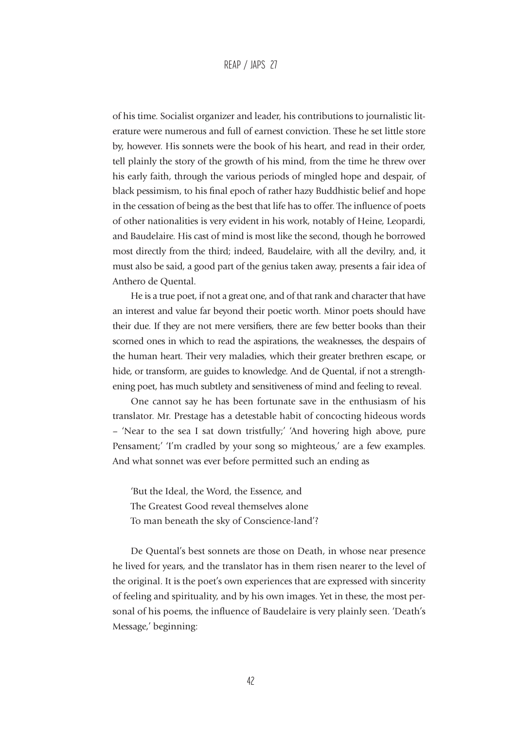of his time. Socialist organizer and leader, his contributions to journalistic literature were numerous and full of earnest conviction. These he set little store by, however. His sonnets were the book of his heart, and read in their order, tell plainly the story of the growth of his mind, from the time he threw over his early faith, through the various periods of mingled hope and despair, of black pessimism, to his final epoch of rather hazy Buddhistic belief and hope in the cessation of being as the best that life has to offer. The influence of poets of other nationalities is very evident in his work, notably of Heine, Leopardi, and Baudelaire. His cast of mind is most like the second, though he borrowed most directly from the third; indeed, Baudelaire, with all the devilry, and, it must also be said, a good part of the genius taken away, presents a fair idea of Anthero de Quental.

He is a true poet, if not a great one, and of that rank and character that have an interest and value far beyond their poetic worth. Minor poets should have their due. If they are not mere versifiers, there are few better books than their scorned ones in which to read the aspirations, the weaknesses, the despairs of the human heart. Their very maladies, which their greater brethren escape, or hide, or transform, are guides to knowledge. And de Quental, if not a strengthening poet, has much subtlety and sensitiveness of mind and feeling to reveal.

One cannot say he has been fortunate save in the enthusiasm of his translator. Mr. Prestage has a detestable habit of concocting hideous words – 'Near to the sea I sat down tristfully;' 'And hovering high above, pure Pensament;' 'I'm cradled by your song so mighteous,' are a few examples. And what sonnet was ever before permitted such an ending as

> 'But the Ideal, the Word, the Essence, and
> The Greatest Good reveal themselves alone
> To man beneath the sky of Conscience-land'?

De Quental's best sonnets are those on Death, in whose near presence he lived for years, and the translator has in them risen nearer to the level of the original. It is the poet's own experiences that are expressed with sincerity of feeling and spirituality, and by his own images. Yet in these, the most personal of his poems, the influence of Baudelaire is very plainly seen. 'Death's Message,' beginning: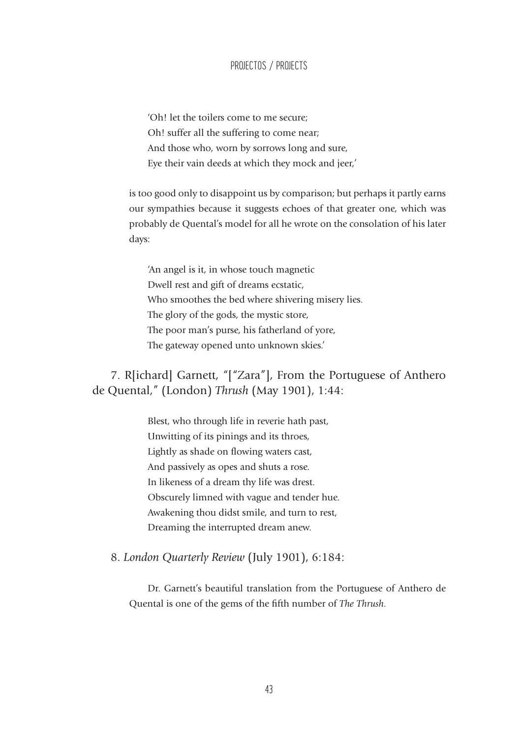'Oh! let the toilers come to me secure;
Oh! suffer all the suffering to come near;
And those who, worn by sorrows long and sure,
Eye their vain deeds at which they mock and jeer,'

is too good only to disappoint us by comparison; but perhaps it partly earns our sympathies because it suggests echoes of that greater one, which was probably de Quental's model for all he wrote on the consolation of his later days:

'An angel is it, in whose touch magnetic
Dwell rest and gift of dreams ecstatic,
Who smoothes the bed where shivering misery lies.
The glory of the gods, the mystic store,
The poor man's purse, his fatherland of yore,
The gateway opened unto unknown skies.'

7. R[ichard] Garnett, "["Zara"], From the Portuguese of Anthero de Quental," (London) *Thrush* (May 1901), 1:44:

Blest, who through life in reverie hath past,
Unwitting of its pinings and its throes,
Lightly as shade on flowing waters cast,
And passively as opes and shuts a rose.
In likeness of a dream thy life was drest.
Obscurely limned with vague and tender hue.
Awakening thou didst smile, and turn to rest,
Dreaming the interrupted dream anew.

8. *London Quarterly Review* (July 1901), 6:184:

Dr. Garnett's beautiful translation from the Portuguese of Anthero de Quental is one of the gems of the fifth number of *The Thrush*.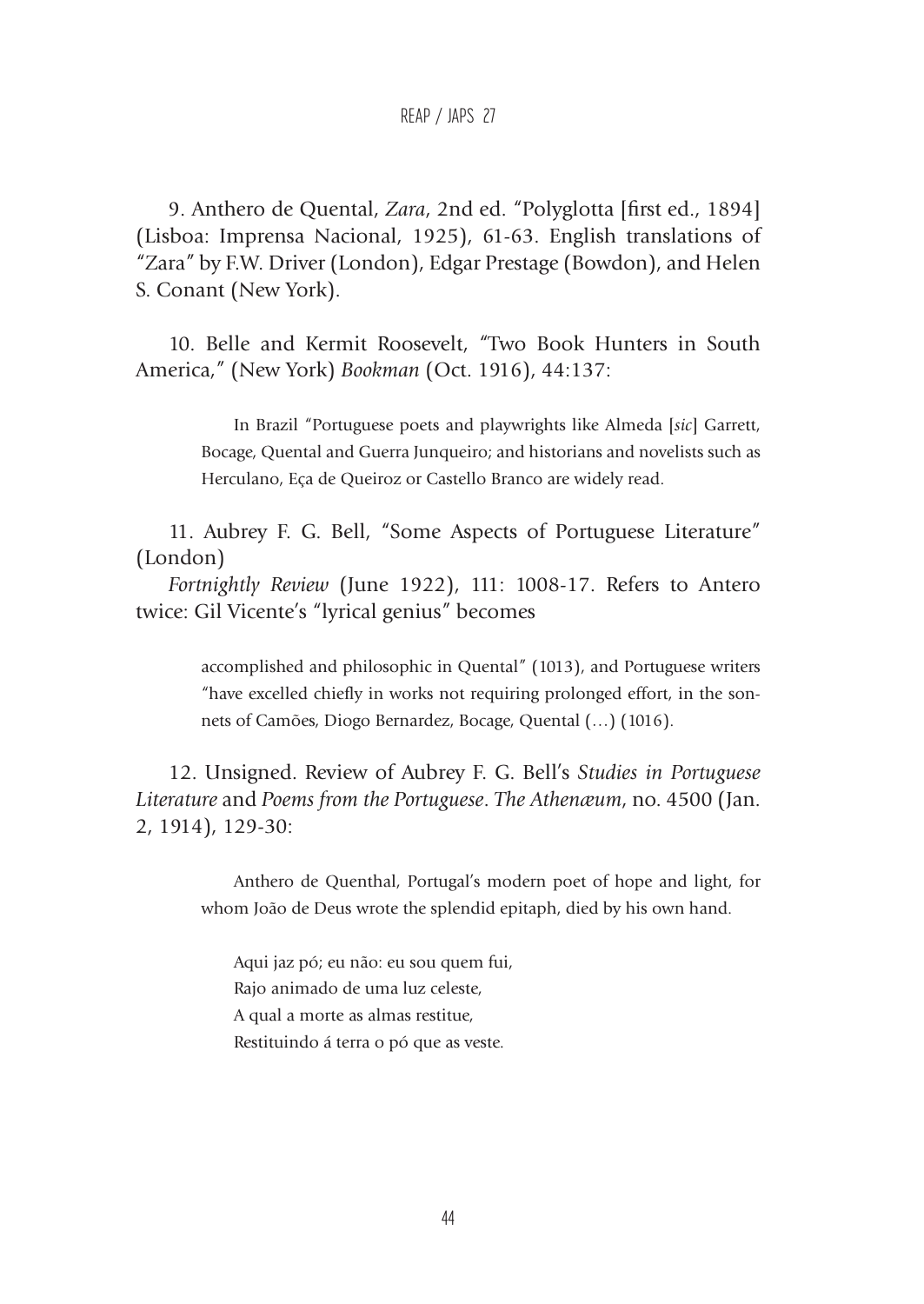9. Anthero de Quental, *Zara*, 2nd ed. "Polyglotta [first ed., 1894] (Lisboa: Imprensa Nacional, 1925), 61-63. English translations of "Zara" by F.W. Driver (London), Edgar Prestage (Bowdon), and Helen S. Conant (New York).

10. Belle and Kermit Roosevelt, "Two Book Hunters in South America," (New York) *Bookman* (Oct. 1916), 44:137:

> In Brazil "Portuguese poets and playwrights like Almeda [*sic*] Garrett, Bocage, Quental and Guerra Junqueiro; and historians and novelists such as Herculano, Eça de Queiroz or Castello Branco are widely read.

11. Aubrey F. G. Bell, "Some Aspects of Portuguese Literature" (London)
*Fortnightly Review* (June 1922), 111: 1008-17. Refers to Antero twice: Gil Vicente's "lyrical genius" becomes

> accomplished and philosophic in Quental" (1013), and Portuguese writers "have excelled chiefly in works not requiring prolonged effort, in the sonnets of Camões, Diogo Bernardez, Bocage, Quental (…) (1016).

12. Unsigned. Review of Aubrey F. G. Bell's *Studies in Portuguese Literature* and *Poems from the Portuguese*. *The Athenæum*, no. 4500 (Jan. 2, 1914), 129-30:

> Anthero de Quenthal, Portugal's modern poet of hope and light, for whom João de Deus wrote the splendid epitaph, died by his own hand.
>
> Aqui jaz pó; eu não: eu sou quem fui,
> Rajo animado de uma luz celeste,
> A qual a morte as almas restitue,
> Restituindo á terra o pó que as veste.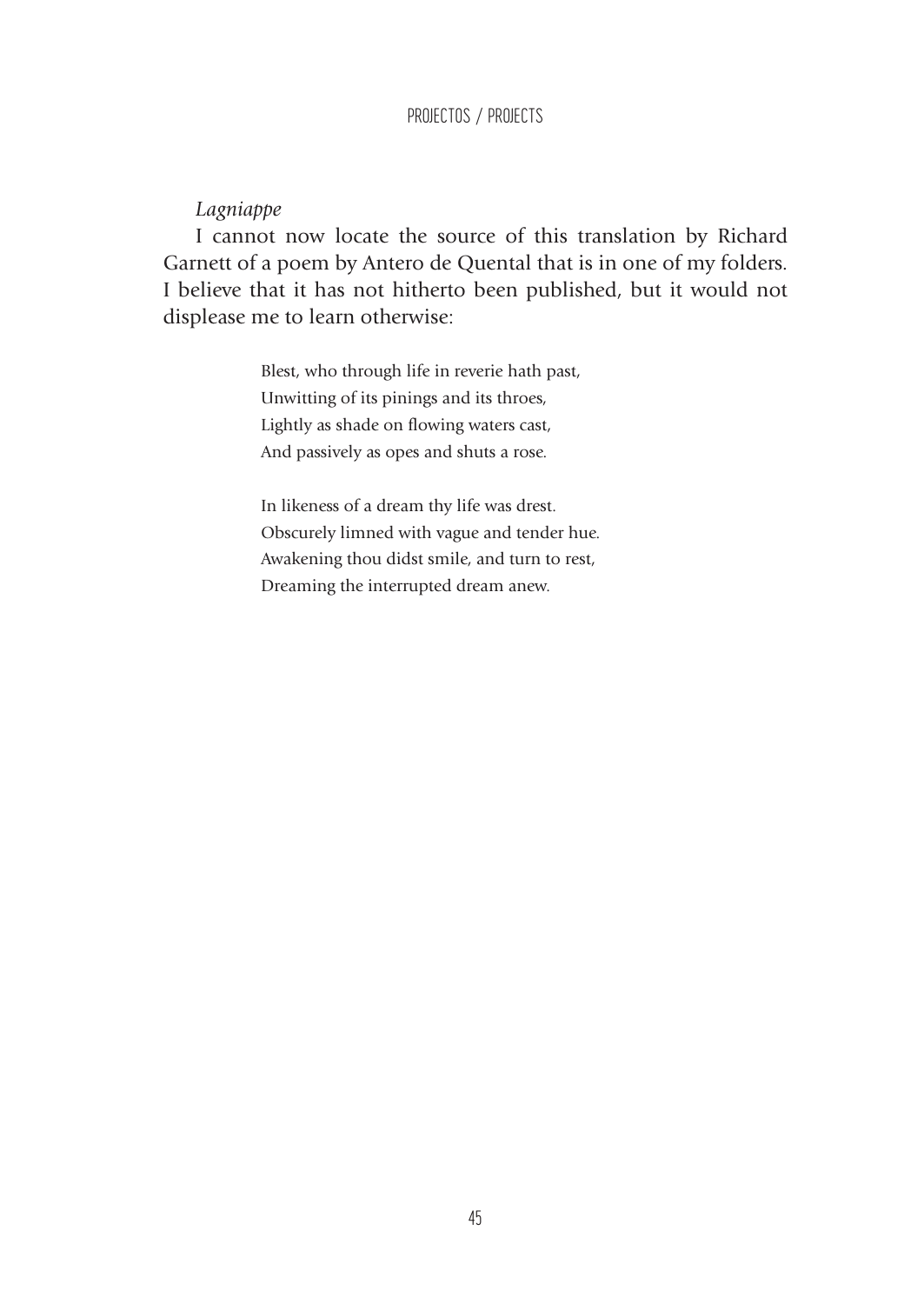*Lagniappe*

I cannot now locate the source of this translation by Richard Garnett of a poem by Antero de Quental that is in one of my folders. I believe that it has not hitherto been published, but it would not displease me to learn otherwise:

> Blest, who through life in reverie hath past,
> Unwitting of its pinings and its throes,
> Lightly as shade on flowing waters cast,
> And passively as opes and shuts a rose.
>
> In likeness of a dream thy life was drest.
> Obscurely limned with vague and tender hue.
> Awakening thou didst smile, and turn to rest,
> Dreaming the interrupted dream anew.